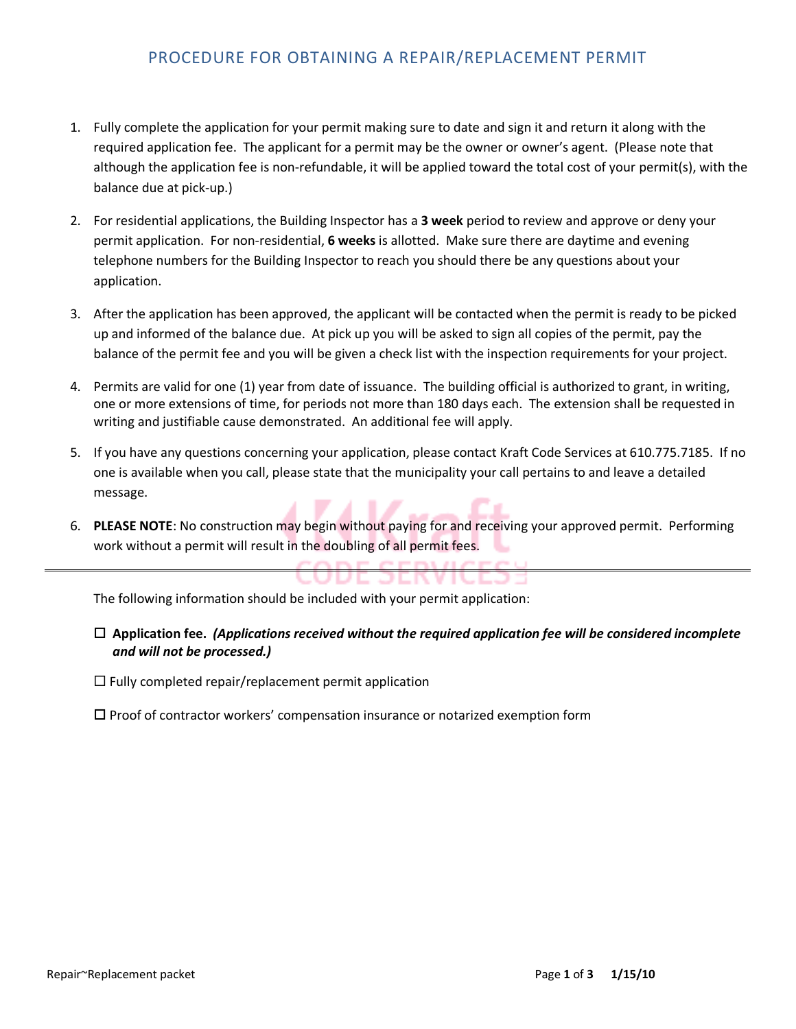# PROCEDURE FOR OBTAINING A REPAIR/REPLACEMENT PERMIT

1. Fully complete the application for your permit making sure to date and sign it and return it along with the required application fee. The applicant for a permit may be the owner or owner's agent. (Please note that although the application fee is non-refundable, it will be applied toward the total cost of your permit(s), with the balance due at pick-up.)

2. For residential applications, the Building Inspector has a **3 week** period to review and approve or deny your permit application. For non-residential, **6 weeks** is allotted. Make sure there are daytime and evening telephone numbers for the Building Inspector to reach you should there be any questions about your application.

3. After the application has been approved, the applicant will be contacted when the permit is ready to be picked up and informed of the balance due. At pick up you will be asked to sign all copies of the permit, pay the balance of the permit fee and you will be given a check list with the inspection requirements for your project.

4. Permits are valid for one (1) year from date of issuance. The building official is authorized to grant, in writing, one or more extensions of time, for periods not more than 180 days each. The extension shall be requested in writing and justifiable cause demonstrated. An additional fee will apply.

5. If you have any questions concerning your application, please contact Kraft Code Services at 610.775.7185. If no one is available when you call, please state that the municipality your call pertains to and leave a detailed message.

6. **PLEASE NOTE**: No construction may begin without paying for and receiving your approved permit. Performing work without a permit will result in the doubling of all permit fees.

---

The following information should be included with your permit application:

- ☐ **Application fee.** ***(Applications received without the required application fee will be considered incomplete and will not be processed.)***
- ☐ Fully completed repair/replacement permit application
- ☐ Proof of contractor workers' compensation insurance or notarized exemption form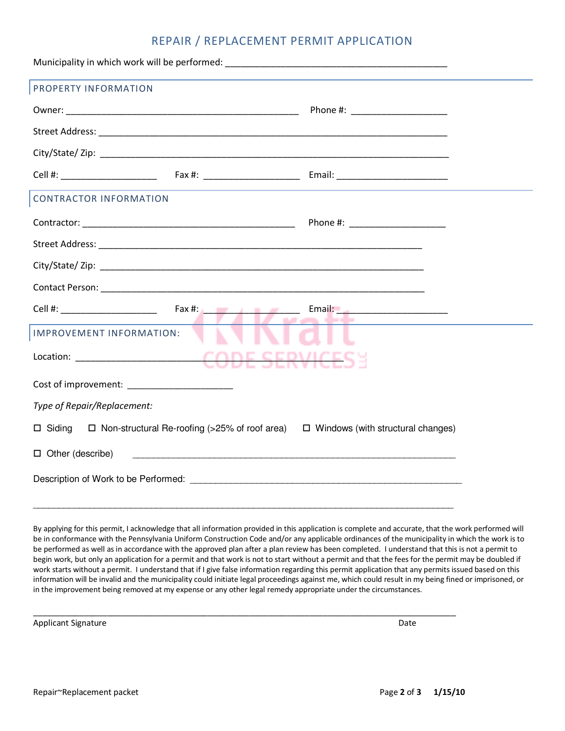# REPAIR / REPLACEMENT PERMIT APPLICATION

Municipality in which work will be performed: ____________________________________________

## PROPERTY INFORMATION

Owner: ______________________________________________ Phone #: ___________________

Street Address: _____________________________________________________________________

City/State/ Zip: _____________________________________________________________________

Cell #: ___________________ Fax #: ___________________ Email: ______________________

## CONTRACTOR INFORMATION

Contractor: __________________________________________ Phone #: ___________________

Street Address: _______________________________________________________________

City/State/ Zip: _______________________________________________________________

Contact Person: _______________________________________________________________

Cell #: ___________________ Fax #: ___________________ Email: ______________________

## IMPROVEMENT INFORMATION:

Location: ______________________________________________

Cost of improvement: ____________________

*Type of Repair/Replacement:*

☐ Siding ☐ Non-structural Re-roofing (>25% of roof area) ☐ Windows (with structural changes)

☐ Other (describe) ________________________________________________________________

Description of Work to be Performed: ______________________________________________________

_____________________________________________________________________________________

By applying for this permit, I acknowledge that all information provided in this application is complete and accurate, that the work performed will be in conformance with the Pennsylvania Uniform Construction Code and/or any applicable ordinances of the municipality in which the work is to be performed as well as in accordance with the approved plan after a plan review has been completed. I understand that this is not a permit to begin work, but only an application for a permit and that work is not to start without a permit and that the fees for the permit may be doubled if work starts without a permit. I understand that if I give false information regarding this permit application that any permits issued based on this information will be invalid and the municipality could initiate legal proceedings against me, which could result in my being fined or imprisoned, or in the improvement being removed at my expense or any other legal remedy appropriate under the circumstances.

_____________________________________________________________________________________

Applicant Signature Date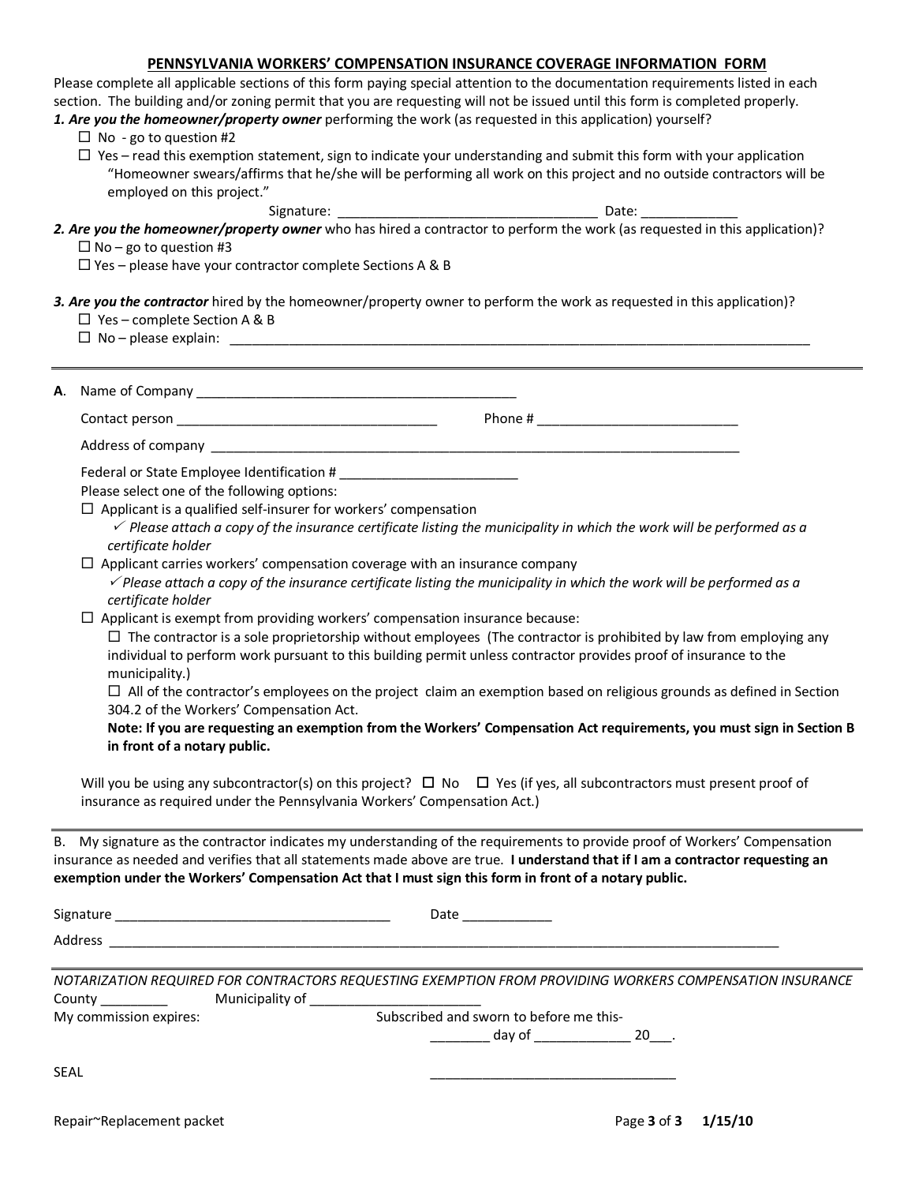## PENNSYLVANIA WORKERS' COMPENSATION INSURANCE COVERAGE INFORMATION FORM

Please complete all applicable sections of this form paying special attention to the documentation requirements listed in each section. The building and/or zoning permit that you are requesting will not be issued until this form is completed properly.

***1. Are you the homeowner/property owner*** performing the work (as requested in this application) yourself?

- ☐ No - go to question #2
- ☐ Yes – read this exemption statement, sign to indicate your understanding and submit this form with your application "Homeowner swears/affirms that he/she will be performing all work on this project and no outside contractors will be employed on this project."

Signature: ___________________________________ Date: _____________

***2. Are you the homeowner/property owner*** who has hired a contractor to perform the work (as requested in this application)?

- ☐ No – go to question #3
- ☐ Yes – please have your contractor complete Sections A & B

***3. Are you the contractor*** hired by the homeowner/property owner to perform the work as requested in this application)?

- ☐ Yes – complete Section A & B
- ☐ No – please explain: ___________________________________________________________________________________

---

**A.** Name of Company ____________________________________________

Contact person ___________________________________ Phone # ___________________________

Address of company ___________________________________________________________________________

Federal or State Employee Identification # ________________________

Please select one of the following options:

☐ Applicant is a qualified self-insurer for workers' compensation
  ✓ *Please attach a copy of the insurance certificate listing the municipality in which the work will be performed as a certificate holder*

☐ Applicant carries workers' compensation coverage with an insurance company
  ✓ *Please attach a copy of the insurance certificate listing the municipality in which the work will be performed as a certificate holder*

☐ Applicant is exempt from providing workers' compensation insurance because:

☐ The contractor is a sole proprietorship without employees (The contractor is prohibited by law from employing any individual to perform work pursuant to this building permit unless contractor provides proof of insurance to the municipality.)

☐ All of the contractor's employees on the project claim an exemption based on religious grounds as defined in Section 304.2 of the Workers' Compensation Act.

**Note: If you are requesting an exemption from the Workers' Compensation Act requirements, you must sign in Section B in front of a notary public.**

Will you be using any subcontractor(s) on this project? ☐ No ☐ Yes (if yes, all subcontractors must present proof of insurance as required under the Pennsylvania Workers' Compensation Act.)

---

B. My signature as the contractor indicates my understanding of the requirements to provide proof of Workers' Compensation insurance as needed and verifies that all statements made above are true. **I understand that if I am a contractor requesting an exemption under the Workers' Compensation Act that I must sign this form in front of a notary public.**

Signature _____________________________________ Date ____________

Address _____________________________________________________________________________________________

---

*NOTARIZATION REQUIRED FOR CONTRACTORS REQUESTING EXEMPTION FROM PROVIDING WORKERS COMPENSATION INSURANCE*

County _________ Municipality of ________________________

My commission expires: Subscribed and sworn to before me this-

________ day of _____________ 20___.

SEAL __________________________________

Repair~Replacement packet 1/15/10